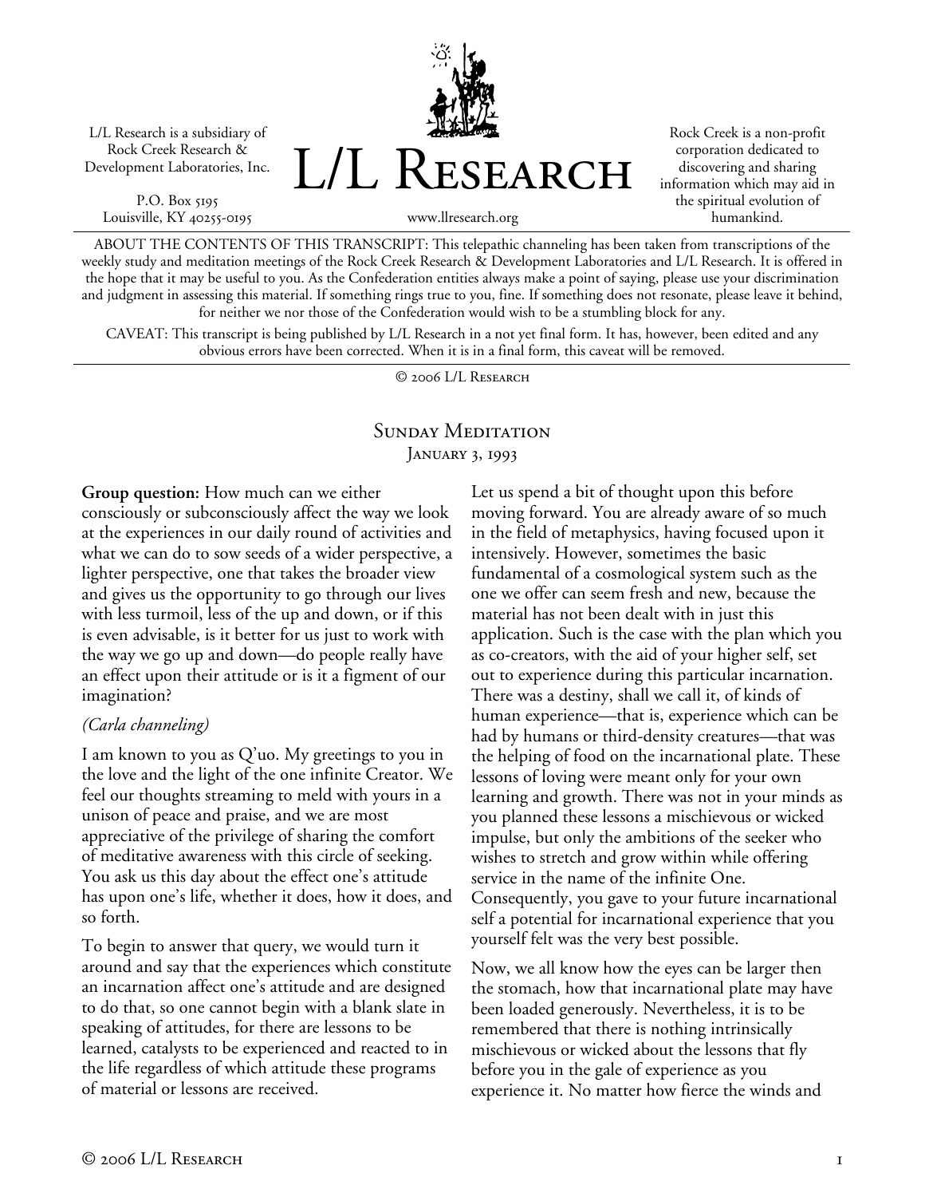L/L Research is a subsidiary of Rock Creek Research & Development Laboratories, Inc.

P.O. Box 5195
Louisville, KY 40255-0195

# L/L Research

www.llresearch.org

Rock Creek is a non-profit corporation dedicated to discovering and sharing information which may aid in the spiritual evolution of humankind.

ABOUT THE CONTENTS OF THIS TRANSCRIPT: This telepathic channeling has been taken from transcriptions of the weekly study and meditation meetings of the Rock Creek Research & Development Laboratories and L/L Research. It is offered in the hope that it may be useful to you. As the Confederation entities always make a point of saying, please use your discrimination and judgment in assessing this material. If something rings true to you, fine. If something does not resonate, please leave it behind, for neither we nor those of the Confederation would wish to be a stumbling block for any.

CAVEAT: This transcript is being published by L/L Research in a not yet final form. It has, however, been edited and any obvious errors have been corrected. When it is in a final form, this caveat will be removed.

© 2006 L/L Research

## Sunday Meditation
### January 3, 1993

**Group question:** How much can we either consciously or subconsciously affect the way we look at the experiences in our daily round of activities and what we can do to sow seeds of a wider perspective, a lighter perspective, one that takes the broader view and gives us the opportunity to go through our lives with less turmoil, less of the up and down, or if this is even advisable, is it better for us just to work with the way we go up and down—do people really have an effect upon their attitude or is it a figment of our imagination?

*(Carla channeling)*

I am known to you as Q'uo. My greetings to you in the love and the light of the one infinite Creator. We feel our thoughts streaming to meld with yours in a unison of peace and praise, and we are most appreciative of the privilege of sharing the comfort of meditative awareness with this circle of seeking. You ask us this day about the effect one's attitude has upon one's life, whether it does, how it does, and so forth.

To begin to answer that query, we would turn it around and say that the experiences which constitute an incarnation affect one's attitude and are designed to do that, so one cannot begin with a blank slate in speaking of attitudes, for there are lessons to be learned, catalysts to be experienced and reacted to in the life regardless of which attitude these programs of material or lessons are received.

Let us spend a bit of thought upon this before moving forward. You are already aware of so much in the field of metaphysics, having focused upon it intensively. However, sometimes the basic fundamental of a cosmological system such as the one we offer can seem fresh and new, because the material has not been dealt with in just this application. Such is the case with the plan which you as co-creators, with the aid of your higher self, set out to experience during this particular incarnation. There was a destiny, shall we call it, of kinds of human experience—that is, experience which can be had by humans or third-density creatures—that was the helping of food on the incarnational plate. These lessons of loving were meant only for your own learning and growth. There was not in your minds as you planned these lessons a mischievous or wicked impulse, but only the ambitions of the seeker who wishes to stretch and grow within while offering service in the name of the infinite One. Consequently, you gave to your future incarnational self a potential for incarnational experience that you yourself felt was the very best possible.

Now, we all know how the eyes can be larger then the stomach, how that incarnational plate may have been loaded generously. Nevertheless, it is to be remembered that there is nothing intrinsically mischievous or wicked about the lessons that fly before you in the gale of experience as you experience it. No matter how fierce the winds and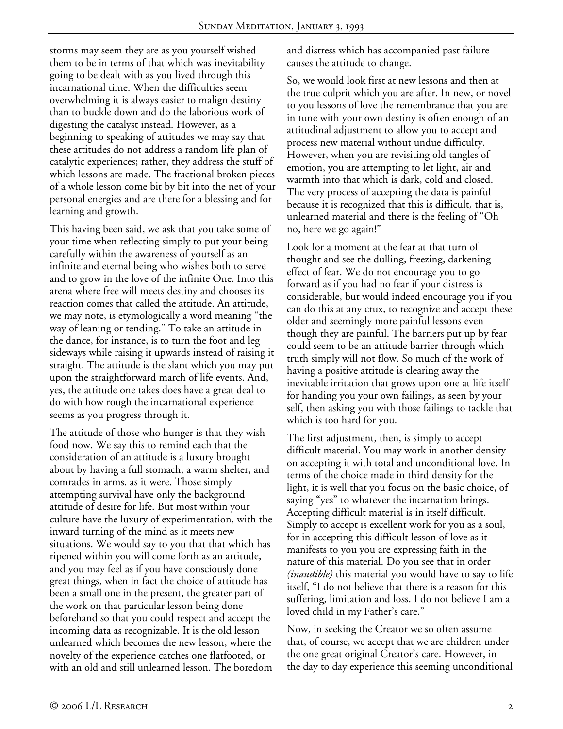storms may seem they are as you yourself wished them to be in terms of that which was inevitability going to be dealt with as you lived through this incarnational time. When the difficulties seem overwhelming it is always easier to malign destiny than to buckle down and do the laborious work of digesting the catalyst instead. However, as a beginning to speaking of attitudes we may say that these attitudes do not address a random life plan of catalytic experiences; rather, they address the stuff of which lessons are made. The fractional broken pieces of a whole lesson come bit by bit into the net of your personal energies and are there for a blessing and for learning and growth.

This having been said, we ask that you take some of your time when reflecting simply to put your being carefully within the awareness of yourself as an infinite and eternal being who wishes both to serve and to grow in the love of the infinite One. Into this arena where free will meets destiny and chooses its reaction comes that called the attitude. An attitude, we may note, is etymologically a word meaning "the way of leaning or tending." To take an attitude in the dance, for instance, is to turn the foot and leg sideways while raising it upwards instead of raising it straight. The attitude is the slant which you may put upon the straightforward march of life events. And, yes, the attitude one takes does have a great deal to do with how rough the incarnational experience seems as you progress through it.

The attitude of those who hunger is that they wish food now. We say this to remind each that the consideration of an attitude is a luxury brought about by having a full stomach, a warm shelter, and comrades in arms, as it were. Those simply attempting survival have only the background attitude of desire for life. But most within your culture have the luxury of experimentation, with the inward turning of the mind as it meets new situations. We would say to you that that which has ripened within you will come forth as an attitude, and you may feel as if you have consciously done great things, when in fact the choice of attitude has been a small one in the present, the greater part of the work on that particular lesson being done beforehand so that you could respect and accept the incoming data as recognizable. It is the old lesson unlearned which becomes the new lesson, where the novelty of the experience catches one flatfooted, or with an old and still unlearned lesson. The boredom and distress which has accompanied past failure causes the attitude to change.

So, we would look first at new lessons and then at the true culprit which you are after. In new, or novel to you lessons of love the remembrance that you are in tune with your own destiny is often enough of an attitudinal adjustment to allow you to accept and process new material without undue difficulty. However, when you are revisiting old tangles of emotion, you are attempting to let light, air and warmth into that which is dark, cold and closed. The very process of accepting the data is painful because it is recognized that this is difficult, that is, unlearned material and there is the feeling of "Oh no, here we go again!"

Look for a moment at the fear at that turn of thought and see the dulling, freezing, darkening effect of fear. We do not encourage you to go forward as if you had no fear if your distress is considerable, but would indeed encourage you if you can do this at any crux, to recognize and accept these older and seemingly more painful lessons even though they are painful. The barriers put up by fear could seem to be an attitude barrier through which truth simply will not flow. So much of the work of having a positive attitude is clearing away the inevitable irritation that grows upon one at life itself for handing you your own failings, as seen by your self, then asking you with those failings to tackle that which is too hard for you.

The first adjustment, then, is simply to accept difficult material. You may work in another density on accepting it with total and unconditional love. In terms of the choice made in third density for the light, it is well that you focus on the basic choice, of saying "yes" to whatever the incarnation brings. Accepting difficult material is in itself difficult. Simply to accept is excellent work for you as a soul, for in accepting this difficult lesson of love as it manifests to you you are expressing faith in the nature of this material. Do you see that in order *(inaudible)* this material you would have to say to life itself, "I do not believe that there is a reason for this suffering, limitation and loss. I do not believe I am a loved child in my Father's care."

Now, in seeking the Creator we so often assume that, of course, we accept that we are children under the one great original Creator's care. However, in the day to day experience this seeming unconditional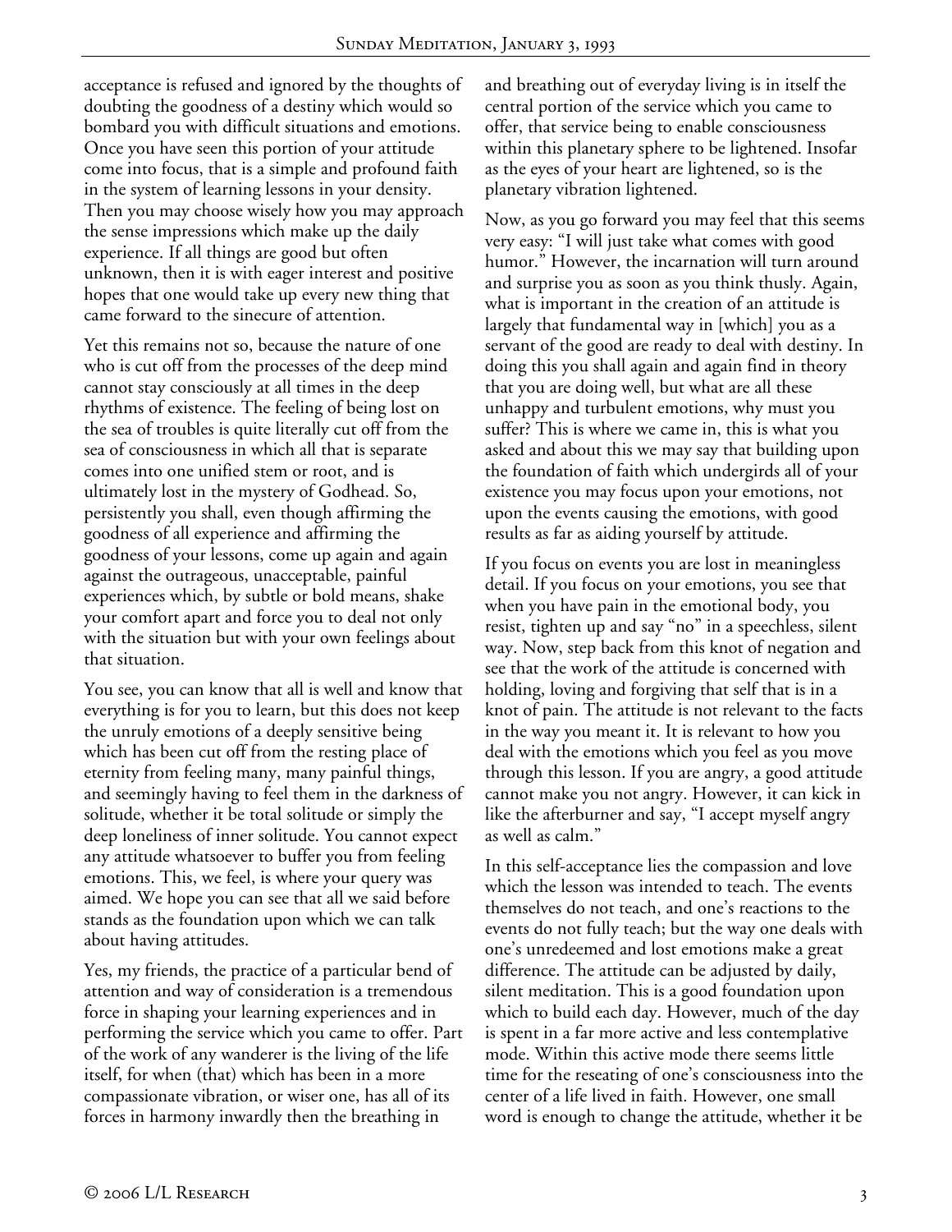acceptance is refused and ignored by the thoughts of doubting the goodness of a destiny which would so bombard you with difficult situations and emotions. Once you have seen this portion of your attitude come into focus, that is a simple and profound faith in the system of learning lessons in your density. Then you may choose wisely how you may approach the sense impressions which make up the daily experience. If all things are good but often unknown, then it is with eager interest and positive hopes that one would take up every new thing that came forward to the sinecure of attention.

Yet this remains not so, because the nature of one who is cut off from the processes of the deep mind cannot stay consciously at all times in the deep rhythms of existence. The feeling of being lost on the sea of troubles is quite literally cut off from the sea of consciousness in which all that is separate comes into one unified stem or root, and is ultimately lost in the mystery of Godhead. So, persistently you shall, even though affirming the goodness of all experience and affirming the goodness of your lessons, come up again and again against the outrageous, unacceptable, painful experiences which, by subtle or bold means, shake your comfort apart and force you to deal not only with the situation but with your own feelings about that situation.

You see, you can know that all is well and know that everything is for you to learn, but this does not keep the unruly emotions of a deeply sensitive being which has been cut off from the resting place of eternity from feeling many, many painful things, and seemingly having to feel them in the darkness of solitude, whether it be total solitude or simply the deep loneliness of inner solitude. You cannot expect any attitude whatsoever to buffer you from feeling emotions. This, we feel, is where your query was aimed. We hope you can see that all we said before stands as the foundation upon which we can talk about having attitudes.

Yes, my friends, the practice of a particular bend of attention and way of consideration is a tremendous force in shaping your learning experiences and in performing the service which you came to offer. Part of the work of any wanderer is the living of the life itself, for when (that) which has been in a more compassionate vibration, or wiser one, has all of its forces in harmony inwardly then the breathing in and breathing out of everyday living is in itself the central portion of the service which you came to offer, that service being to enable consciousness within this planetary sphere to be lightened. Insofar as the eyes of your heart are lightened, so is the planetary vibration lightened.

Now, as you go forward you may feel that this seems very easy: "I will just take what comes with good humor." However, the incarnation will turn around and surprise you as soon as you think thusly. Again, what is important in the creation of an attitude is largely that fundamental way in [which] you as a servant of the good are ready to deal with destiny. In doing this you shall again and again find in theory that you are doing well, but what are all these unhappy and turbulent emotions, why must you suffer? This is where we came in, this is what you asked and about this we may say that building upon the foundation of faith which undergirds all of your existence you may focus upon your emotions, not upon the events causing the emotions, with good results as far as aiding yourself by attitude.

If you focus on events you are lost in meaningless detail. If you focus on your emotions, you see that when you have pain in the emotional body, you resist, tighten up and say "no" in a speechless, silent way. Now, step back from this knot of negation and see that the work of the attitude is concerned with holding, loving and forgiving that self that is in a knot of pain. The attitude is not relevant to the facts in the way you meant it. It is relevant to how you deal with the emotions which you feel as you move through this lesson. If you are angry, a good attitude cannot make you not angry. However, it can kick in like the afterburner and say, "I accept myself angry as well as calm."

In this self-acceptance lies the compassion and love which the lesson was intended to teach. The events themselves do not teach, and one's reactions to the events do not fully teach; but the way one deals with one's unredeemed and lost emotions make a great difference. The attitude can be adjusted by daily, silent meditation. This is a good foundation upon which to build each day. However, much of the day is spent in a far more active and less contemplative mode. Within this active mode there seems little time for the reseating of one's consciousness into the center of a life lived in faith. However, one small word is enough to change the attitude, whether it be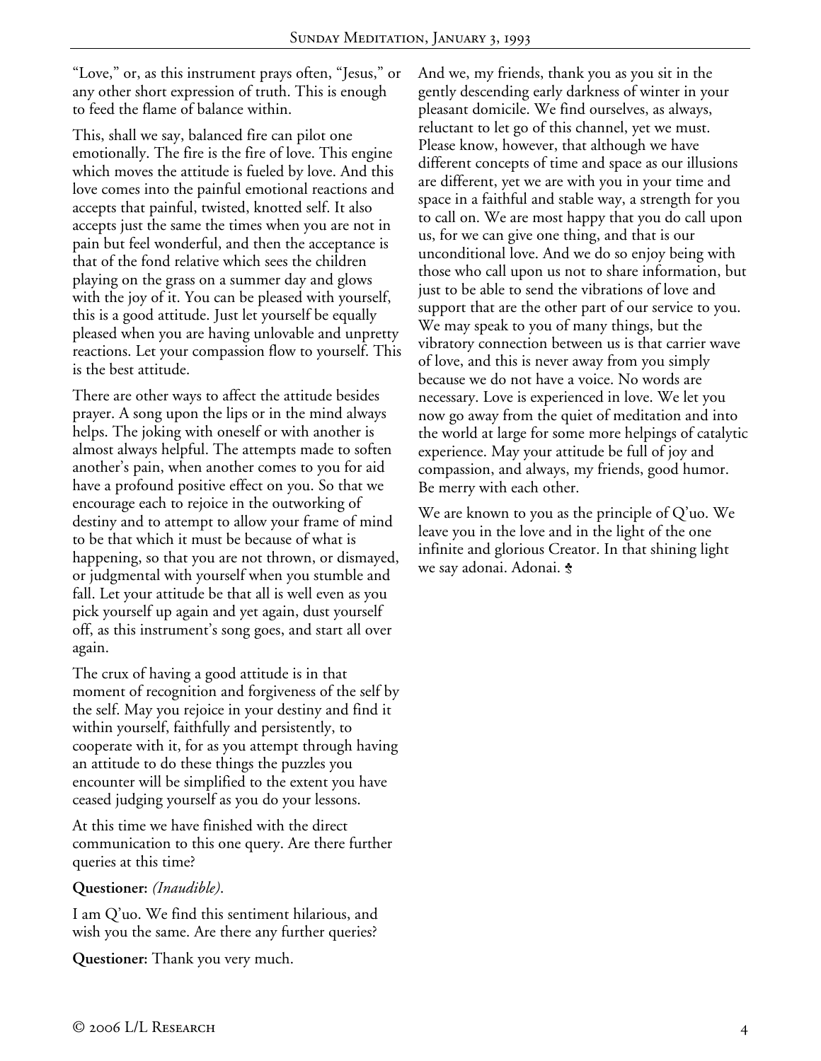"Love," or, as this instrument prays often, "Jesus," or any other short expression of truth. This is enough to feed the flame of balance within.

This, shall we say, balanced fire can pilot one emotionally. The fire is the fire of love. This engine which moves the attitude is fueled by love. And this love comes into the painful emotional reactions and accepts that painful, twisted, knotted self. It also accepts just the same the times when you are not in pain but feel wonderful, and then the acceptance is that of the fond relative which sees the children playing on the grass on a summer day and glows with the joy of it. You can be pleased with yourself, this is a good attitude. Just let yourself be equally pleased when you are having unlovable and unpretty reactions. Let your compassion flow to yourself. This is the best attitude.

There are other ways to affect the attitude besides prayer. A song upon the lips or in the mind always helps. The joking with oneself or with another is almost always helpful. The attempts made to soften another's pain, when another comes to you for aid have a profound positive effect on you. So that we encourage each to rejoice in the outworking of destiny and to attempt to allow your frame of mind to be that which it must be because of what is happening, so that you are not thrown, or dismayed, or judgmental with yourself when you stumble and fall. Let your attitude be that all is well even as you pick yourself up again and yet again, dust yourself off, as this instrument's song goes, and start all over again.

The crux of having a good attitude is in that moment of recognition and forgiveness of the self by the self. May you rejoice in your destiny and find it within yourself, faithfully and persistently, to cooperate with it, for as you attempt through having an attitude to do these things the puzzles you encounter will be simplified to the extent you have ceased judging yourself as you do your lessons.

At this time we have finished with the direct communication to this one query. Are there further queries at this time?

**Questioner:** *(Inaudible).*

I am Q'uo. We find this sentiment hilarious, and wish you the same. Are there any further queries?

**Questioner:** Thank you very much.

And we, my friends, thank you as you sit in the gently descending early darkness of winter in your pleasant domicile. We find ourselves, as always, reluctant to let go of this channel, yet we must. Please know, however, that although we have different concepts of time and space as our illusions are different, yet we are with you in your time and space in a faithful and stable way, a strength for you to call on. We are most happy that you do call upon us, for we can give one thing, and that is our unconditional love. And we do so enjoy being with those who call upon us not to share information, but just to be able to send the vibrations of love and support that are the other part of our service to you. We may speak to you of many things, but the vibratory connection between us is that carrier wave of love, and this is never away from you simply because we do not have a voice. No words are necessary. Love is experienced in love. We let you now go away from the quiet of meditation and into the world at large for some more helpings of catalytic experience. May your attitude be full of joy and compassion, and always, my friends, good humor. Be merry with each other.

We are known to you as the principle of Q'uo. We leave you in the love and in the light of the one infinite and glorious Creator. In that shining light we say adonai. Adonai.